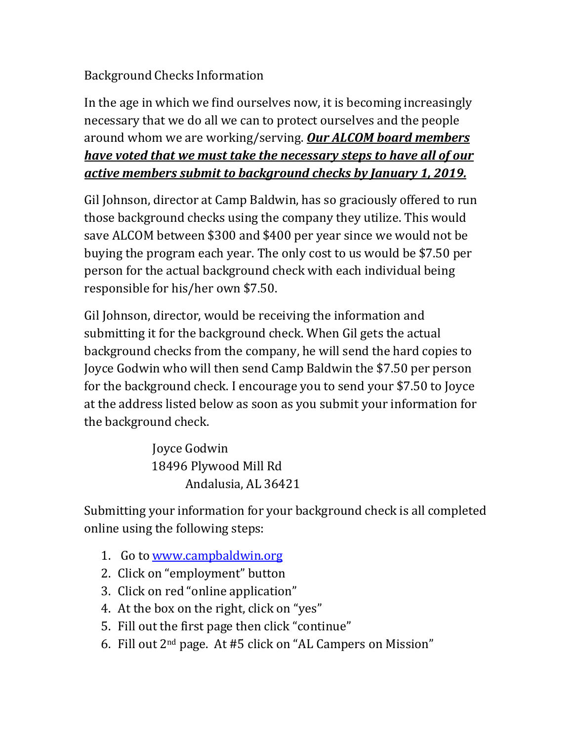Background Checks Information

In the age in which we find ourselves now, it is becoming increasingly necessary that we do all we can to protect ourselves and the people around whom we are working/serving. ***<u>Our ALCOM board members have voted that we must take the necessary steps to have all of our active members submit to background checks by January 1, 2019.</u>***

Gil Johnson, director at Camp Baldwin, has so graciously offered to run those background checks using the company they utilize. This would save ALCOM between $300 and $400 per year since we would not be buying the program each year. The only cost to us would be $7.50 per person for the actual background check with each individual being responsible for his/her own $7.50.

Gil Johnson, director, would be receiving the information and submitting it for the background check. When Gil gets the actual background checks from the company, he will send the hard copies to Joyce Godwin who will then send Camp Baldwin the $7.50 per person for the background check. I encourage you to send your $7.50 to Joyce at the address listed below as soon as you submit your information for the background check.

Joyce Godwin
18496 Plywood Mill Rd
Andalusia, AL 36421

Submitting your information for your background check is all completed online using the following steps:

1. Go to [www.campbaldwin.org](http://www.campbaldwin.org)
2. Click on "employment" button
3. Click on red "online application"
4. At the box on the right, click on "yes"
5. Fill out the first page then click "continue"
6. Fill out 2nd page. At #5 click on "AL Campers on Mission"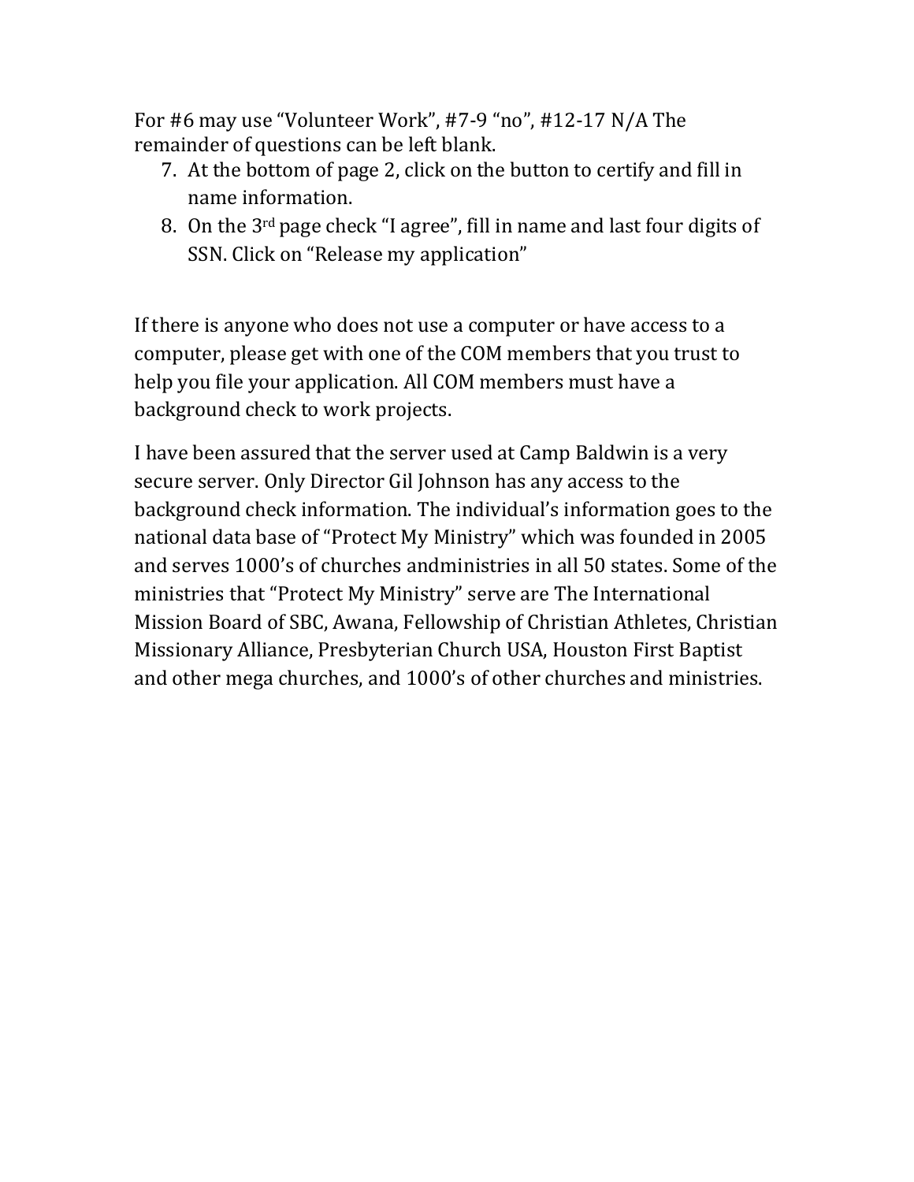For #6 may use "Volunteer Work", #7-9 "no", #12-17 N/A The remainder of questions can be left blank.

7. At the bottom of page 2, click on the button to certify and fill in name information.
8. On the 3rd page check "I agree", fill in name and last four digits of SSN. Click on "Release my application"

If there is anyone who does not use a computer or have access to a computer, please get with one of the COM members that you trust to help you file your application. All COM members must have a background check to work projects.

I have been assured that the server used at Camp Baldwin is a very secure server. Only Director Gil Johnson has any access to the background check information. The individual's information goes to the national data base of "Protect My Ministry" which was founded in 2005 and serves 1000's of churches andministries in all 50 states. Some of the ministries that "Protect My Ministry" serve are The International Mission Board of SBC, Awana, Fellowship of Christian Athletes, Christian Missionary Alliance, Presbyterian Church USA, Houston First Baptist and other mega churches, and 1000's of other churches and ministries.